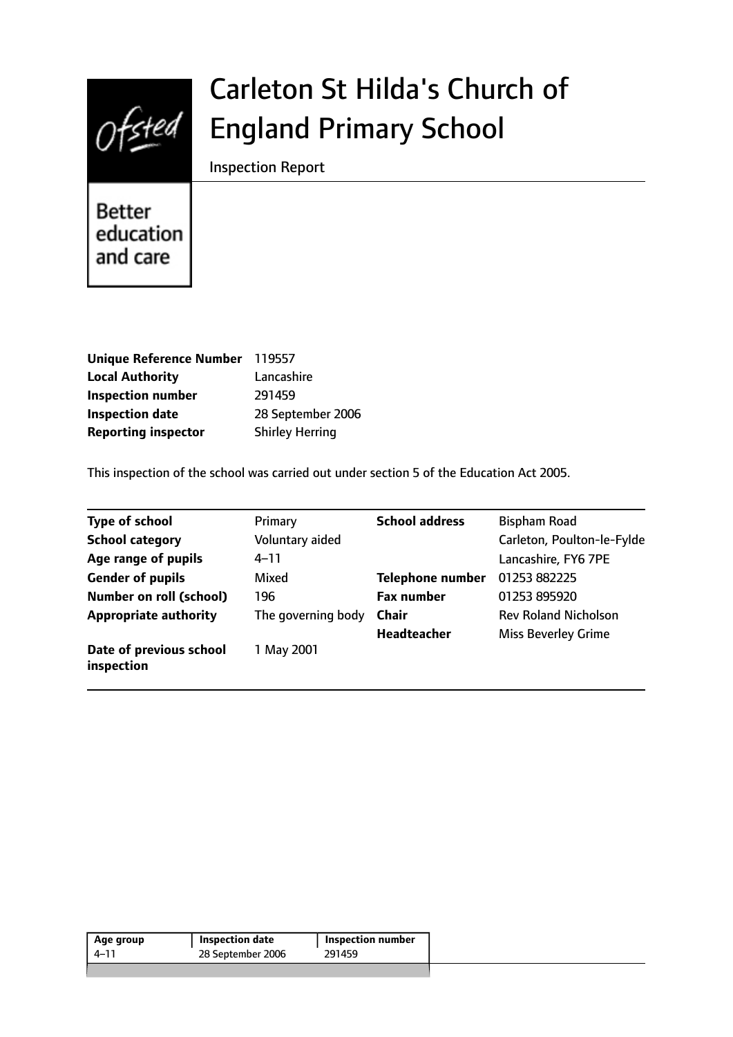# Carleton St Hilda's Church of England Primary School

Inspection Report

| | |
|---|---|
| **Unique Reference Number** | 119557 |
| **Local Authority** | Lancashire |
| **Inspection number** | 291459 |
| **Inspection date** | 28 September 2006 |
| **Reporting inspector** | Shirley Herring |

This inspection of the school was carried out under section 5 of the Education Act 2005.

| | | | |
|---|---|---|---|
| **Type of school** | Primary | **School address** | Bispham Road |
| **School category** | Voluntary aided | | Carleton, Poulton-le-Fylde |
| **Age range of pupils** | 4–11 | | Lancashire, FY6 7PE |
| **Gender of pupils** | Mixed | **Telephone number** | 01253 882225 |
| **Number on roll (school)** | 196 | **Fax number** | 01253 895920 |
| **Appropriate authority** | The governing body | **Chair** | Rev Roland Nicholson |
| | | **Headteacher** | Miss Beverley Grime |
| **Date of previous school inspection** | 1 May 2001 | | |

| Age group | Inspection date | Inspection number |
|---|---|---|
| 4–11 | 28 September 2006 | 291459 |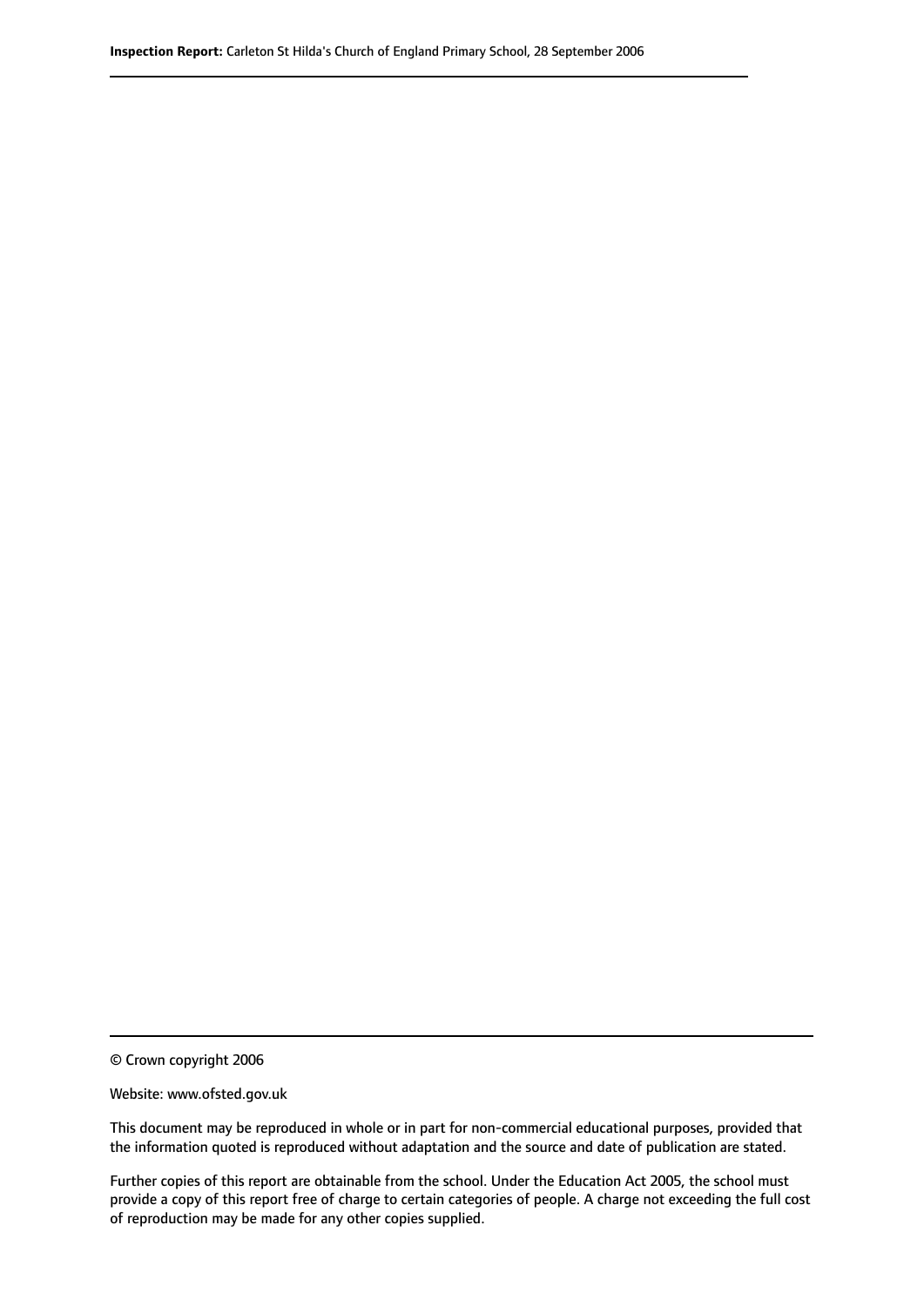© Crown copyright 2006

Website: www.ofsted.gov.uk

This document may be reproduced in whole or in part for non-commercial educational purposes, provided that the information quoted is reproduced without adaptation and the source and date of publication are stated.

Further copies of this report are obtainable from the school. Under the Education Act 2005, the school must provide a copy of this report free of charge to certain categories of people. A charge not exceeding the full cost of reproduction may be made for any other copies supplied.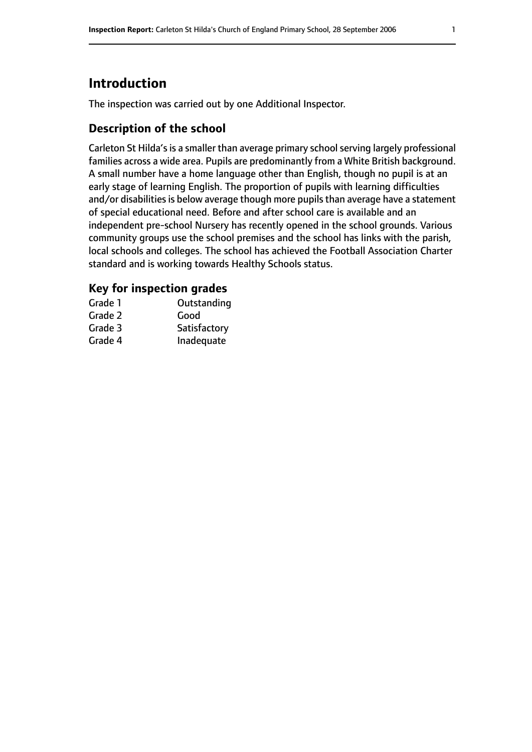# Introduction

The inspection was carried out by one Additional Inspector.

## Description of the school

Carleton St Hilda's is a smaller than average primary school serving largely professional families across a wide area. Pupils are predominantly from a White British background. A small number have a home language other than English, though no pupil is at an early stage of learning English. The proportion of pupils with learning difficulties and/or disabilities is below average though more pupils than average have a statement of special educational need. Before and after school care is available and an independent pre-school Nursery has recently opened in the school grounds. Various community groups use the school premises and the school has links with the parish, local schools and colleges. The school has achieved the Football Association Charter standard and is working towards Healthy Schools status.

## Key for inspection grades

| | |
|---|---|
| Grade 1 | Outstanding |
| Grade 2 | Good |
| Grade 3 | Satisfactory |
| Grade 4 | Inadequate |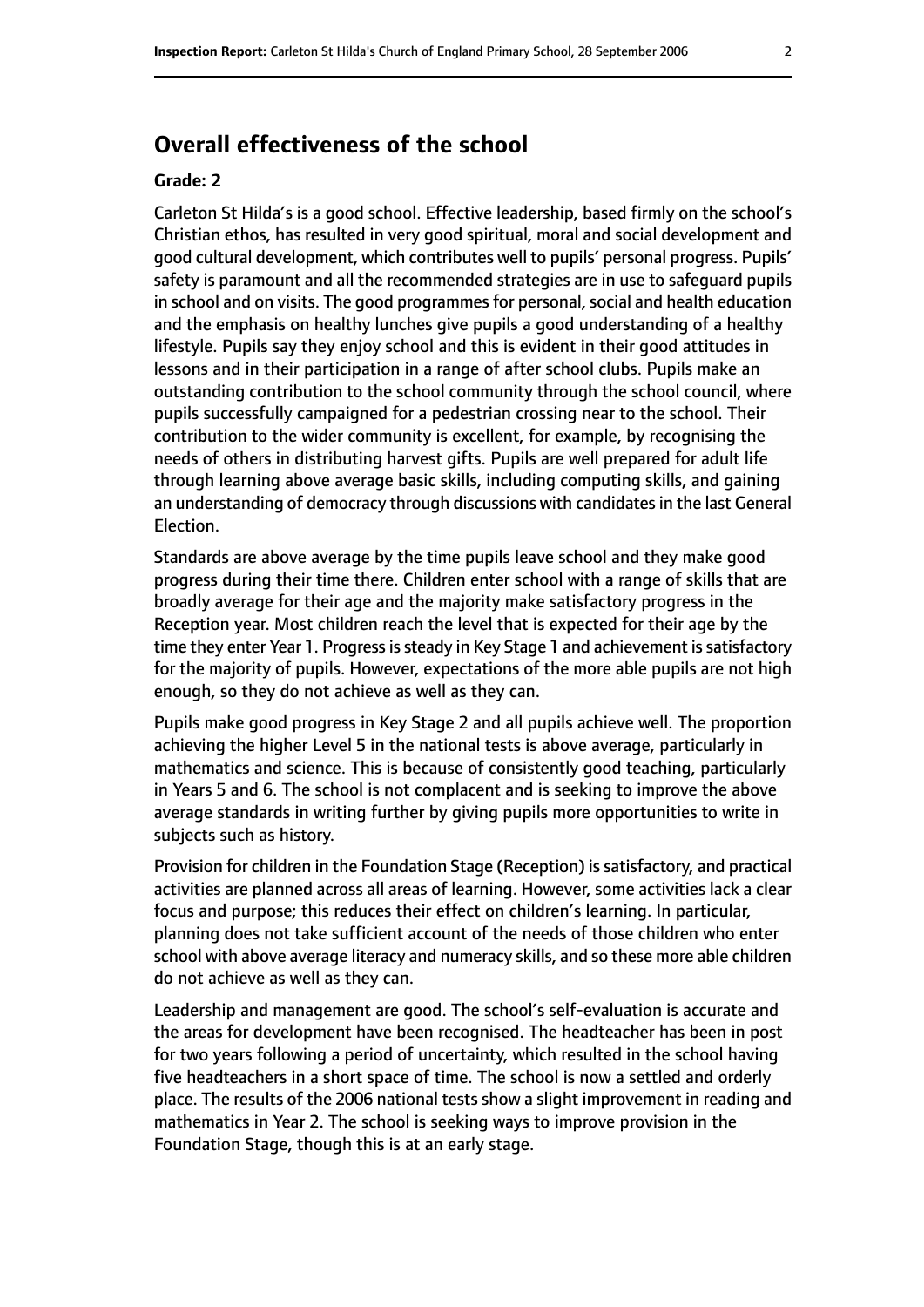# Overall effectiveness of the school

**Grade: 2**

Carleton St Hilda's is a good school. Effective leadership, based firmly on the school's Christian ethos, has resulted in very good spiritual, moral and social development and good cultural development, which contributes well to pupils' personal progress. Pupils' safety is paramount and all the recommended strategies are in use to safeguard pupils in school and on visits. The good programmes for personal, social and health education and the emphasis on healthy lunches give pupils a good understanding of a healthy lifestyle. Pupils say they enjoy school and this is evident in their good attitudes in lessons and in their participation in a range of after school clubs. Pupils make an outstanding contribution to the school community through the school council, where pupils successfully campaigned for a pedestrian crossing near to the school. Their contribution to the wider community is excellent, for example, by recognising the needs of others in distributing harvest gifts. Pupils are well prepared for adult life through learning above average basic skills, including computing skills, and gaining an understanding of democracy through discussions with candidates in the last General Election.

Standards are above average by the time pupils leave school and they make good progress during their time there. Children enter school with a range of skills that are broadly average for their age and the majority make satisfactory progress in the Reception year. Most children reach the level that is expected for their age by the time they enter Year 1. Progress is steady in Key Stage 1 and achievement is satisfactory for the majority of pupils. However, expectations of the more able pupils are not high enough, so they do not achieve as well as they can.

Pupils make good progress in Key Stage 2 and all pupils achieve well. The proportion achieving the higher Level 5 in the national tests is above average, particularly in mathematics and science. This is because of consistently good teaching, particularly in Years 5 and 6. The school is not complacent and is seeking to improve the above average standards in writing further by giving pupils more opportunities to write in subjects such as history.

Provision for children in the Foundation Stage (Reception) is satisfactory, and practical activities are planned across all areas of learning. However, some activities lack a clear focus and purpose; this reduces their effect on children's learning. In particular, planning does not take sufficient account of the needs of those children who enter school with above average literacy and numeracy skills, and so these more able children do not achieve as well as they can.

Leadership and management are good. The school's self-evaluation is accurate and the areas for development have been recognised. The headteacher has been in post for two years following a period of uncertainty, which resulted in the school having five headteachers in a short space of time. The school is now a settled and orderly place. The results of the 2006 national tests show a slight improvement in reading and mathematics in Year 2. The school is seeking ways to improve provision in the Foundation Stage, though this is at an early stage.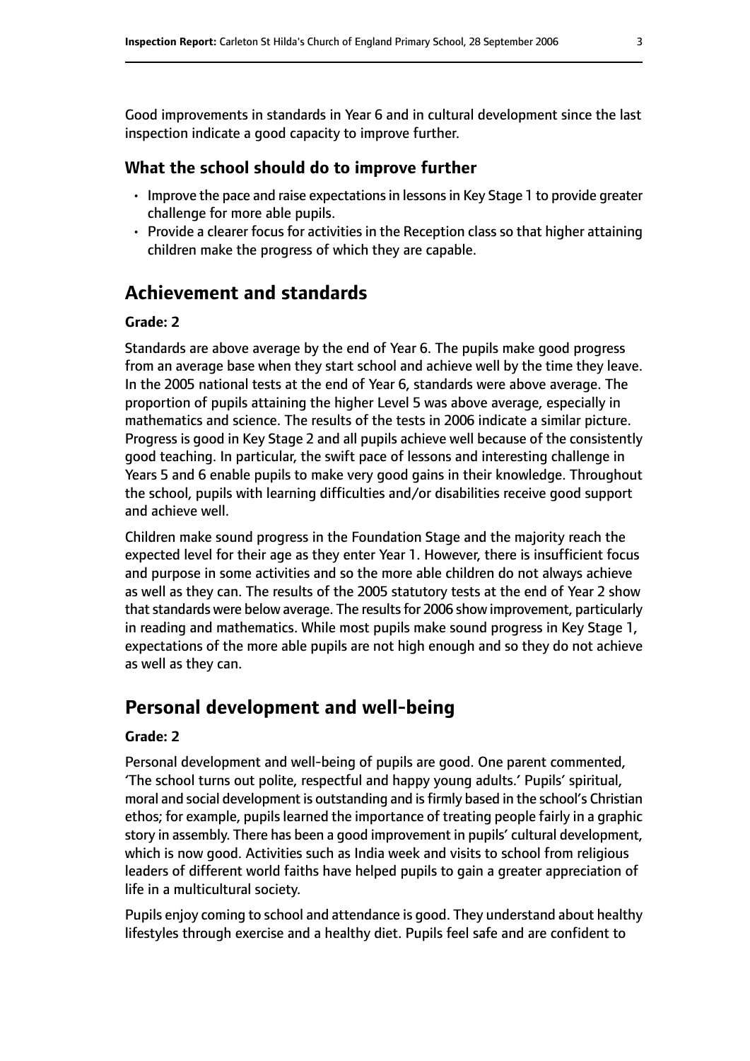Good improvements in standards in Year 6 and in cultural development since the last inspection indicate a good capacity to improve further.

### What the school should do to improve further

- Improve the pace and raise expectations in lessons in Key Stage 1 to provide greater challenge for more able pupils.
- Provide a clearer focus for activities in the Reception class so that higher attaining children make the progress of which they are capable.

## Achievement and standards

#### Grade: 2

Standards are above average by the end of Year 6. The pupils make good progress from an average base when they start school and achieve well by the time they leave. In the 2005 national tests at the end of Year 6, standards were above average. The proportion of pupils attaining the higher Level 5 was above average, especially in mathematics and science. The results of the tests in 2006 indicate a similar picture. Progress is good in Key Stage 2 and all pupils achieve well because of the consistently good teaching. In particular, the swift pace of lessons and interesting challenge in Years 5 and 6 enable pupils to make very good gains in their knowledge. Throughout the school, pupils with learning difficulties and/or disabilities receive good support and achieve well.

Children make sound progress in the Foundation Stage and the majority reach the expected level for their age as they enter Year 1. However, there is insufficient focus and purpose in some activities and so the more able children do not always achieve as well as they can. The results of the 2005 statutory tests at the end of Year 2 show that standards were below average. The results for 2006 show improvement, particularly in reading and mathematics. While most pupils make sound progress in Key Stage 1, expectations of the more able pupils are not high enough and so they do not achieve as well as they can.

## Personal development and well-being

#### Grade: 2

Personal development and well-being of pupils are good. One parent commented, 'The school turns out polite, respectful and happy young adults.' Pupils' spiritual, moral and social development is outstanding and is firmly based in the school's Christian ethos; for example, pupils learned the importance of treating people fairly in a graphic story in assembly. There has been a good improvement in pupils' cultural development, which is now good. Activities such as India week and visits to school from religious leaders of different world faiths have helped pupils to gain a greater appreciation of life in a multicultural society.

Pupils enjoy coming to school and attendance is good. They understand about healthy lifestyles through exercise and a healthy diet. Pupils feel safe and are confident to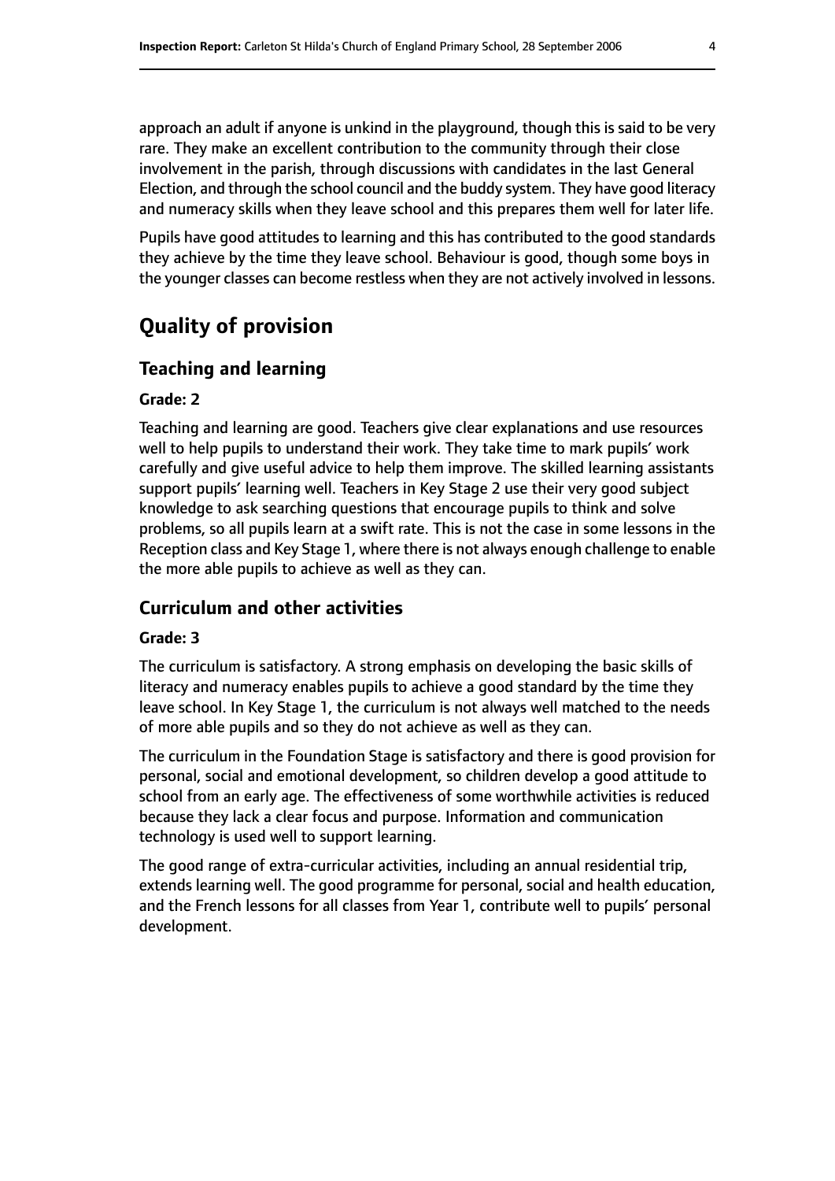approach an adult if anyone is unkind in the playground, though this is said to be very rare. They make an excellent contribution to the community through their close involvement in the parish, through discussions with candidates in the last General Election, and through the school council and the buddy system. They have good literacy and numeracy skills when they leave school and this prepares them well for later life.

Pupils have good attitudes to learning and this has contributed to the good standards they achieve by the time they leave school. Behaviour is good, though some boys in the younger classes can become restless when they are not actively involved in lessons.

# Quality of provision

## Teaching and learning

### Grade: 2

Teaching and learning are good. Teachers give clear explanations and use resources well to help pupils to understand their work. They take time to mark pupils' work carefully and give useful advice to help them improve. The skilled learning assistants support pupils' learning well. Teachers in Key Stage 2 use their very good subject knowledge to ask searching questions that encourage pupils to think and solve problems, so all pupils learn at a swift rate. This is not the case in some lessons in the Reception class and Key Stage 1, where there is not always enough challenge to enable the more able pupils to achieve as well as they can.

## Curriculum and other activities

### Grade: 3

The curriculum is satisfactory. A strong emphasis on developing the basic skills of literacy and numeracy enables pupils to achieve a good standard by the time they leave school. In Key Stage 1, the curriculum is not always well matched to the needs of more able pupils and so they do not achieve as well as they can.

The curriculum in the Foundation Stage is satisfactory and there is good provision for personal, social and emotional development, so children develop a good attitude to school from an early age. The effectiveness of some worthwhile activities is reduced because they lack a clear focus and purpose. Information and communication technology is used well to support learning.

The good range of extra-curricular activities, including an annual residential trip, extends learning well. The good programme for personal, social and health education, and the French lessons for all classes from Year 1, contribute well to pupils' personal development.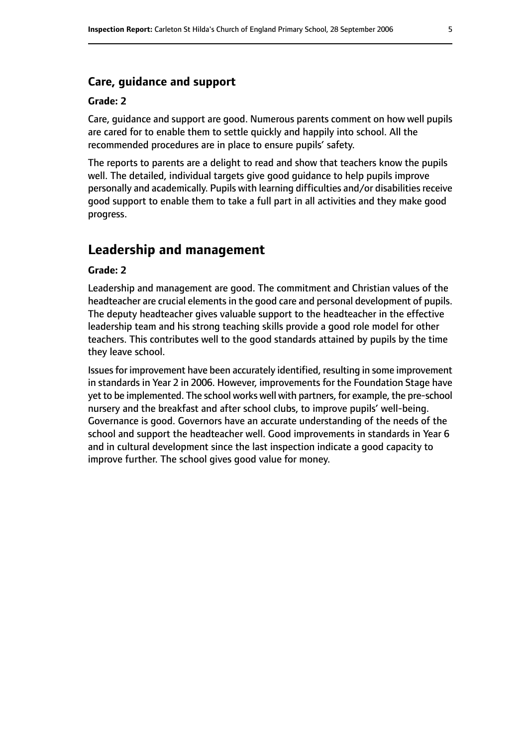### Care, guidance and support

#### Grade: 2

Care, guidance and support are good. Numerous parents comment on how well pupils are cared for to enable them to settle quickly and happily into school. All the recommended procedures are in place to ensure pupils' safety.

The reports to parents are a delight to read and show that teachers know the pupils well. The detailed, individual targets give good guidance to help pupils improve personally and academically. Pupils with learning difficulties and/or disabilities receive good support to enable them to take a full part in all activities and they make good progress.

## Leadership and management

#### Grade: 2

Leadership and management are good. The commitment and Christian values of the headteacher are crucial elements in the good care and personal development of pupils. The deputy headteacher gives valuable support to the headteacher in the effective leadership team and his strong teaching skills provide a good role model for other teachers. This contributes well to the good standards attained by pupils by the time they leave school.

Issues for improvement have been accurately identified, resulting in some improvement in standards in Year 2 in 2006. However, improvements for the Foundation Stage have yet to be implemented. The school works well with partners, for example, the pre-school nursery and the breakfast and after school clubs, to improve pupils' well-being. Governance is good. Governors have an accurate understanding of the needs of the school and support the headteacher well. Good improvements in standards in Year 6 and in cultural development since the last inspection indicate a good capacity to improve further. The school gives good value for money.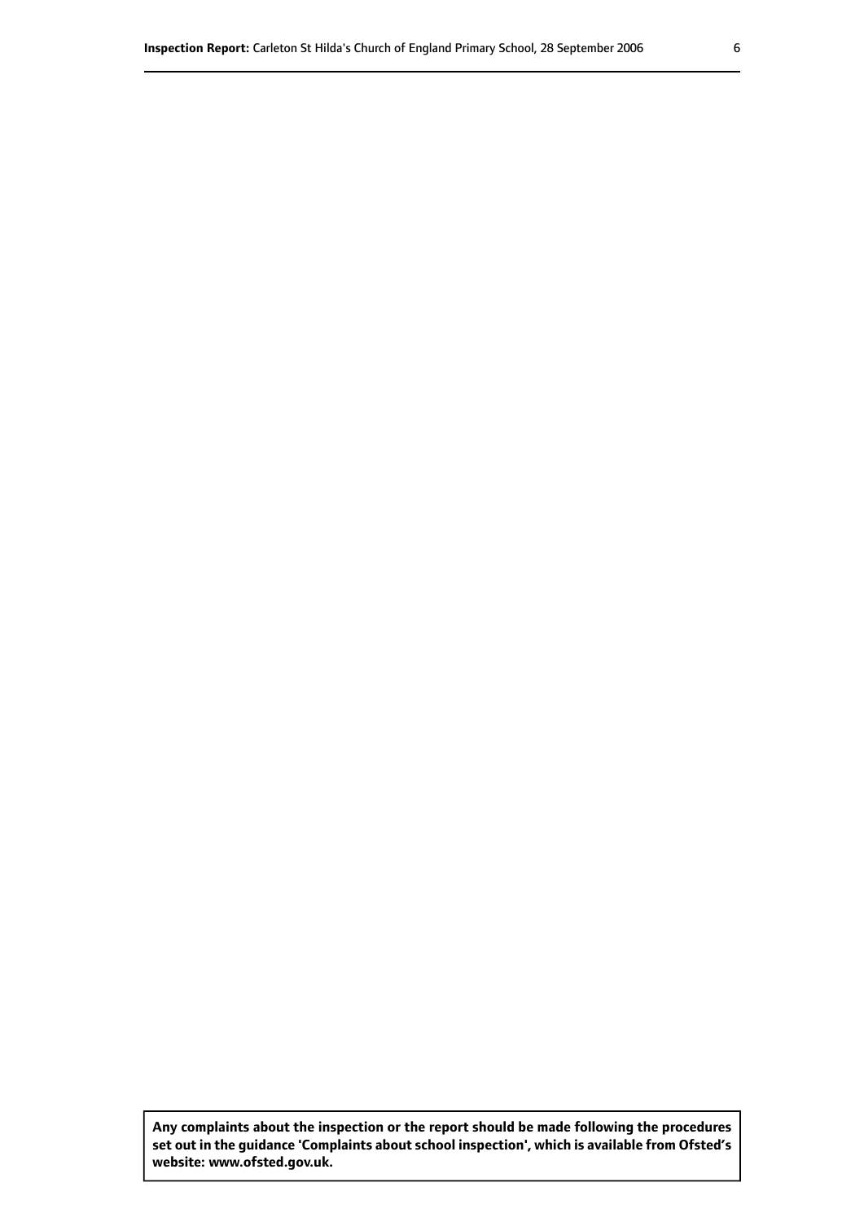**Any complaints about the inspection or the report should be made following the procedures set out in the guidance 'Complaints about school inspection', which is available from Ofsted's website: www.ofsted.gov.uk.**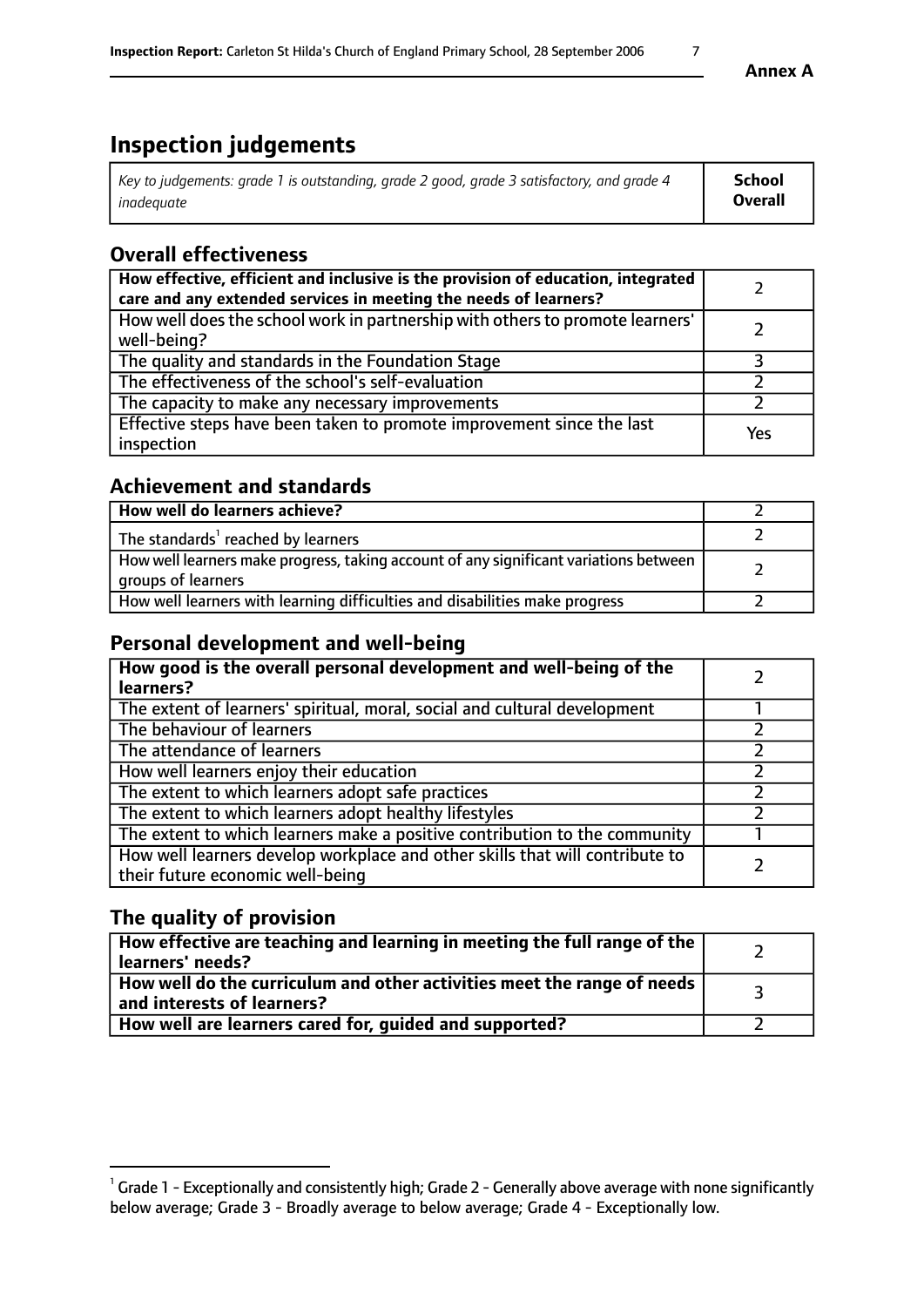# Inspection judgements

| *Key to judgements: grade 1 is outstanding, grade 2 good, grade 3 satisfactory, and grade 4 inadequate* | **School Overall** |
|---|---|

## Overall effectiveness

| | |
|---|---|
| **How effective, efficient and inclusive is the provision of education, integrated care and any extended services in meeting the needs of learners?** | 2 |
| How well does the school work in partnership with others to promote learners' well-being? | 2 |
| The quality and standards in the Foundation Stage | 3 |
| The effectiveness of the school's self-evaluation | 2 |
| The capacity to make any necessary improvements | 2 |
| Effective steps have been taken to promote improvement since the last inspection | Yes |

## Achievement and standards

| | |
|---|---|
| **How well do learners achieve?** | 2 |
| The standards[1] reached by learners | 2 |
| How well learners make progress, taking account of any significant variations between groups of learners | 2 |
| How well learners with learning difficulties and disabilities make progress | 2 |

## Personal development and well-being

| | |
|---|---|
| **How good is the overall personal development and well-being of the learners?** | 2 |
| The extent of learners' spiritual, moral, social and cultural development | 1 |
| The behaviour of learners | 2 |
| The attendance of learners | 2 |
| How well learners enjoy their education | 2 |
| The extent to which learners adopt safe practices | 2 |
| The extent to which learners adopt healthy lifestyles | 2 |
| The extent to which learners make a positive contribution to the community | 1 |
| How well learners develop workplace and other skills that will contribute to their future economic well-being | 2 |

## The quality of provision

| | |
|---|---|
| **How effective are teaching and learning in meeting the full range of the learners' needs?** | 2 |
| **How well do the curriculum and other activities meet the range of needs and interests of learners?** | 3 |
| **How well are learners cared for, guided and supported?** | 2 |

[1] Grade 1 - Exceptionally and consistently high; Grade 2 - Generally above average with none significantly below average; Grade 3 - Broadly average to below average; Grade 4 - Exceptionally low.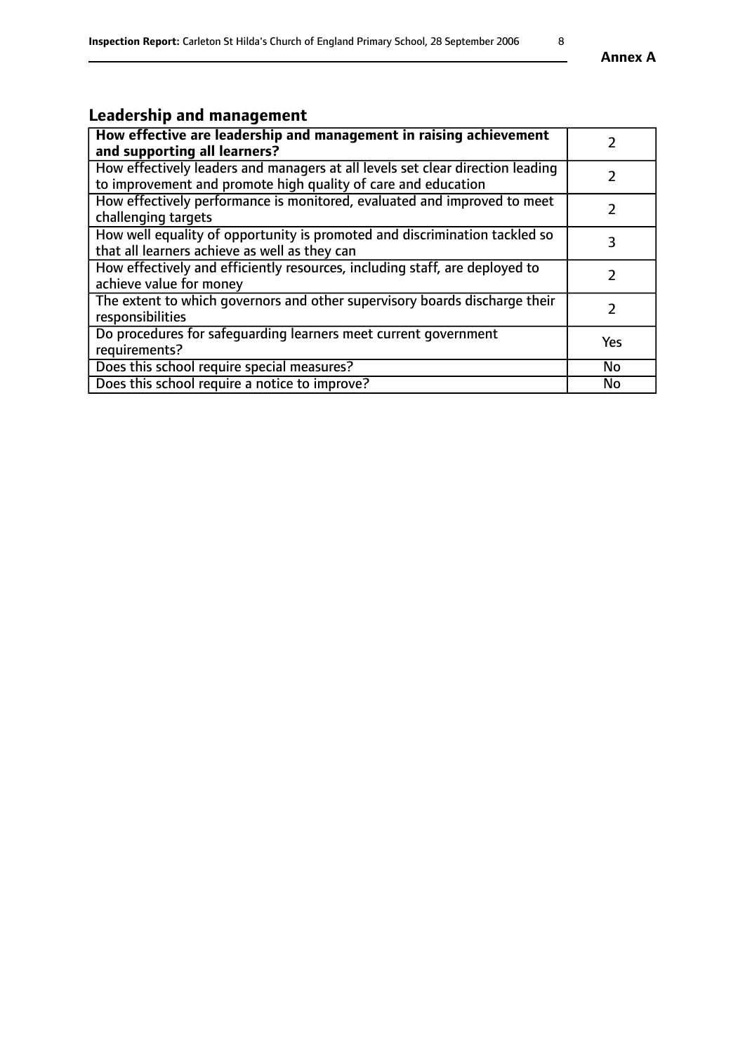## Leadership and management

| **How effective are leadership and management in raising achievement and supporting all learners?** | 2 |
|---|---|
| How effectively leaders and managers at all levels set clear direction leading to improvement and promote high quality of care and education | 2 |
| How effectively performance is monitored, evaluated and improved to meet challenging targets | 2 |
| How well equality of opportunity is promoted and discrimination tackled so that all learners achieve as well as they can | 3 |
| How effectively and efficiently resources, including staff, are deployed to achieve value for money | 2 |
| The extent to which governors and other supervisory boards discharge their responsibilities | 2 |
| Do procedures for safeguarding learners meet current government requirements? | Yes |
| Does this school require special measures? | No |
| Does this school require a notice to improve? | No |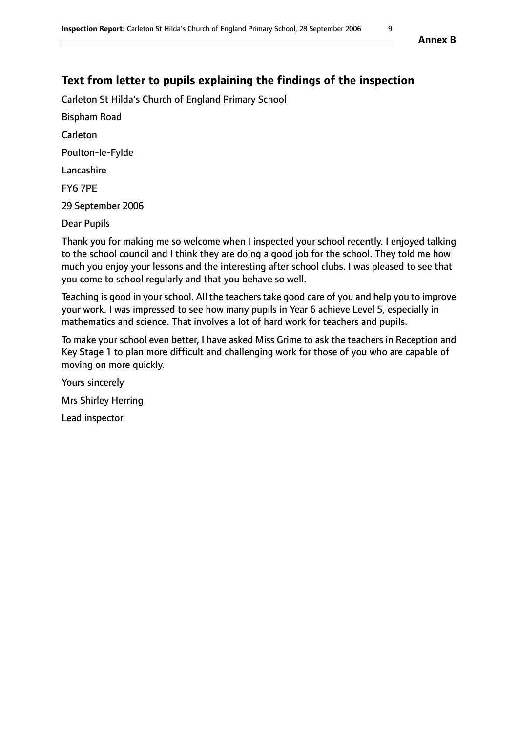## Text from letter to pupils explaining the findings of the inspection

Carleton St Hilda's Church of England Primary School

Bispham Road

Carleton

Poulton-le-Fylde

Lancashire

FY6 7PE

29 September 2006

Dear Pupils

Thank you for making me so welcome when I inspected your school recently. I enjoyed talking to the school council and I think they are doing a good job for the school. They told me how much you enjoy your lessons and the interesting after school clubs. I was pleased to see that you come to school regularly and that you behave so well.

Teaching is good in your school. All the teachers take good care of you and help you to improve your work. I was impressed to see how many pupils in Year 6 achieve Level 5, especially in mathematics and science. That involves a lot of hard work for teachers and pupils.

To make your school even better, I have asked Miss Grime to ask the teachers in Reception and Key Stage 1 to plan more difficult and challenging work for those of you who are capable of moving on more quickly.

Yours sincerely

Mrs Shirley Herring

Lead inspector